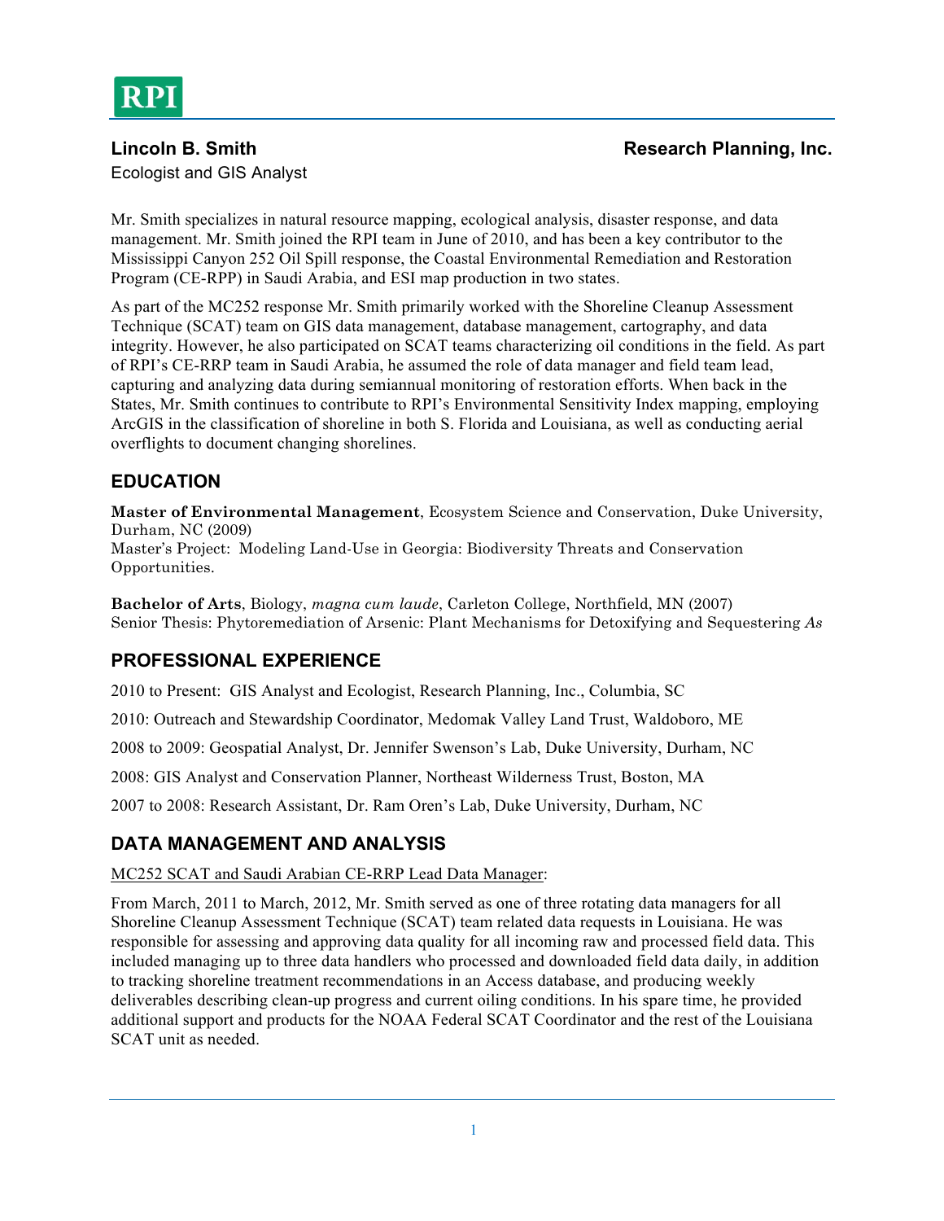RPI

**Lincoln B. Smith** **Research Planning, Inc.**

Ecologist and GIS Analyst

Mr. Smith specializes in natural resource mapping, ecological analysis, disaster response, and data management. Mr. Smith joined the RPI team in June of 2010, and has been a key contributor to the Mississippi Canyon 252 Oil Spill response, the Coastal Environmental Remediation and Restoration Program (CE-RPP) in Saudi Arabia, and ESI map production in two states.

As part of the MC252 response Mr. Smith primarily worked with the Shoreline Cleanup Assessment Technique (SCAT) team on GIS data management, database management, cartography, and data integrity. However, he also participated on SCAT teams characterizing oil conditions in the field. As part of RPI's CE-RRP team in Saudi Arabia, he assumed the role of data manager and field team lead, capturing and analyzing data during semiannual monitoring of restoration efforts. When back in the States, Mr. Smith continues to contribute to RPI's Environmental Sensitivity Index mapping, employing ArcGIS in the classification of shoreline in both S. Florida and Louisiana, as well as conducting aerial overflights to document changing shorelines.

## EDUCATION

**Master of Environmental Management**, Ecosystem Science and Conservation, Duke University, Durham, NC (2009)
Master's Project: Modeling Land-Use in Georgia: Biodiversity Threats and Conservation Opportunities.

**Bachelor of Arts**, Biology, *magna cum laude*, Carleton College, Northfield, MN (2007)
Senior Thesis: Phytoremediation of Arsenic: Plant Mechanisms for Detoxifying and Sequestering *As*

## PROFESSIONAL EXPERIENCE

2010 to Present: GIS Analyst and Ecologist, Research Planning, Inc., Columbia, SC

2010: Outreach and Stewardship Coordinator, Medomak Valley Land Trust, Waldoboro, ME

2008 to 2009: Geospatial Analyst, Dr. Jennifer Swenson's Lab, Duke University, Durham, NC

2008: GIS Analyst and Conservation Planner, Northeast Wilderness Trust, Boston, MA

2007 to 2008: Research Assistant, Dr. Ram Oren's Lab, Duke University, Durham, NC

## DATA MANAGEMENT AND ANALYSIS

<u>MC252 SCAT and Saudi Arabian CE-RRP Lead Data Manager</u>:

From March, 2011 to March, 2012, Mr. Smith served as one of three rotating data managers for all Shoreline Cleanup Assessment Technique (SCAT) team related data requests in Louisiana. He was responsible for assessing and approving data quality for all incoming raw and processed field data. This included managing up to three data handlers who processed and downloaded field data daily, in addition to tracking shoreline treatment recommendations in an Access database, and producing weekly deliverables describing clean-up progress and current oiling conditions. In his spare time, he provided additional support and products for the NOAA Federal SCAT Coordinator and the rest of the Louisiana SCAT unit as needed.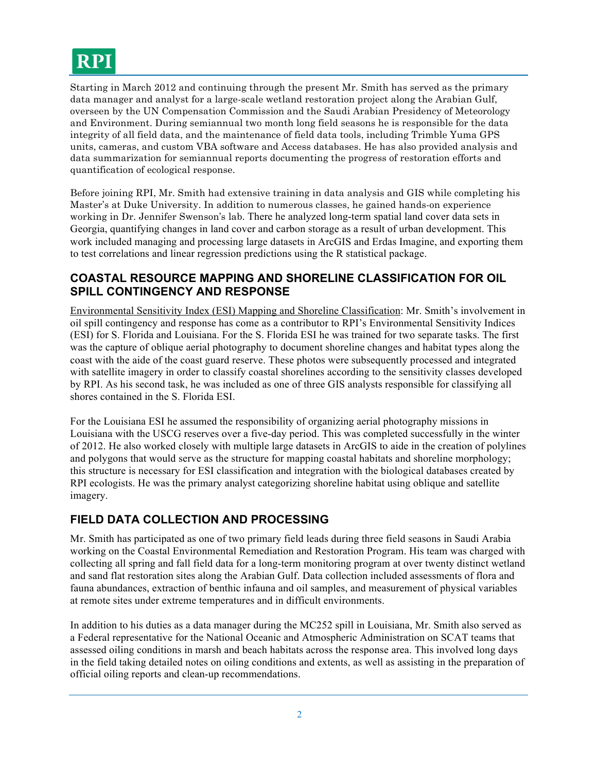Starting in March 2012 and continuing through the present Mr. Smith has served as the primary data manager and analyst for a large-scale wetland restoration project along the Arabian Gulf, overseen by the UN Compensation Commission and the Saudi Arabian Presidency of Meteorology and Environment. During semiannual two month long field seasons he is responsible for the data integrity of all field data, and the maintenance of field data tools, including Trimble Yuma GPS units, cameras, and custom VBA software and Access databases. He has also provided analysis and data summarization for semiannual reports documenting the progress of restoration efforts and quantification of ecological response.

Before joining RPI, Mr. Smith had extensive training in data analysis and GIS while completing his Master's at Duke University. In addition to numerous classes, he gained hands-on experience working in Dr. Jennifer Swenson's lab. There he analyzed long-term spatial land cover data sets in Georgia, quantifying changes in land cover and carbon storage as a result of urban development. This work included managing and processing large datasets in ArcGIS and Erdas Imagine, and exporting them to test correlations and linear regression predictions using the R statistical package.

## COASTAL RESOURCE MAPPING AND SHORELINE CLASSIFICATION FOR OIL SPILL CONTINGENCY AND RESPONSE

Environmental Sensitivity Index (ESI) Mapping and Shoreline Classification: Mr. Smith's involvement in oil spill contingency and response has come as a contributor to RPI's Environmental Sensitivity Indices (ESI) for S. Florida and Louisiana. For the S. Florida ESI he was trained for two separate tasks. The first was the capture of oblique aerial photography to document shoreline changes and habitat types along the coast with the aide of the coast guard reserve. These photos were subsequently processed and integrated with satellite imagery in order to classify coastal shorelines according to the sensitivity classes developed by RPI. As his second task, he was included as one of three GIS analysts responsible for classifying all shores contained in the S. Florida ESI.

For the Louisiana ESI he assumed the responsibility of organizing aerial photography missions in Louisiana with the USCG reserves over a five-day period. This was completed successfully in the winter of 2012. He also worked closely with multiple large datasets in ArcGIS to aide in the creation of polylines and polygons that would serve as the structure for mapping coastal habitats and shoreline morphology; this structure is necessary for ESI classification and integration with the biological databases created by RPI ecologists. He was the primary analyst categorizing shoreline habitat using oblique and satellite imagery.

## FIELD DATA COLLECTION AND PROCESSING

Mr. Smith has participated as one of two primary field leads during three field seasons in Saudi Arabia working on the Coastal Environmental Remediation and Restoration Program. His team was charged with collecting all spring and fall field data for a long-term monitoring program at over twenty distinct wetland and sand flat restoration sites along the Arabian Gulf. Data collection included assessments of flora and fauna abundances, extraction of benthic infauna and oil samples, and measurement of physical variables at remote sites under extreme temperatures and in difficult environments.

In addition to his duties as a data manager during the MC252 spill in Louisiana, Mr. Smith also served as a Federal representative for the National Oceanic and Atmospheric Administration on SCAT teams that assessed oiling conditions in marsh and beach habitats across the response area. This involved long days in the field taking detailed notes on oiling conditions and extents, as well as assisting in the preparation of official oiling reports and clean-up recommendations.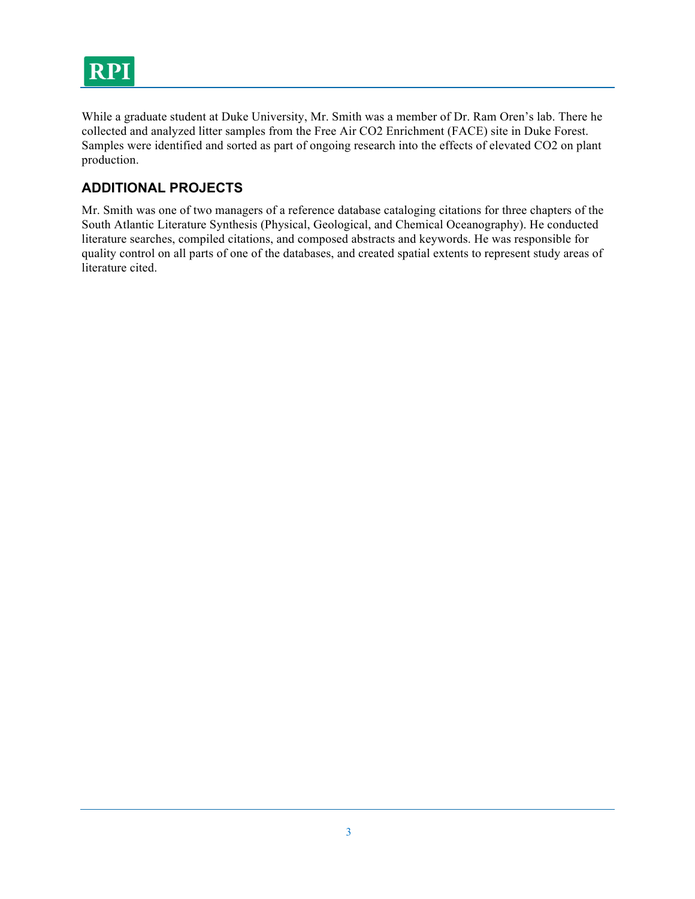While a graduate student at Duke University, Mr. Smith was a member of Dr. Ram Oren's lab. There he collected and analyzed litter samples from the Free Air $CO_2$ Enrichment (FACE) site in Duke Forest. Samples were identified and sorted as part of ongoing research into the effects of elevated $CO_2$ on plant production.

## ADDITIONAL PROJECTS

Mr. Smith was one of two managers of a reference database cataloging citations for three chapters of the South Atlantic Literature Synthesis (Physical, Geological, and Chemical Oceanography). He conducted literature searches, compiled citations, and composed abstracts and keywords. He was responsible for quality control on all parts of one of the databases, and created spatial extents to represent study areas of literature cited.